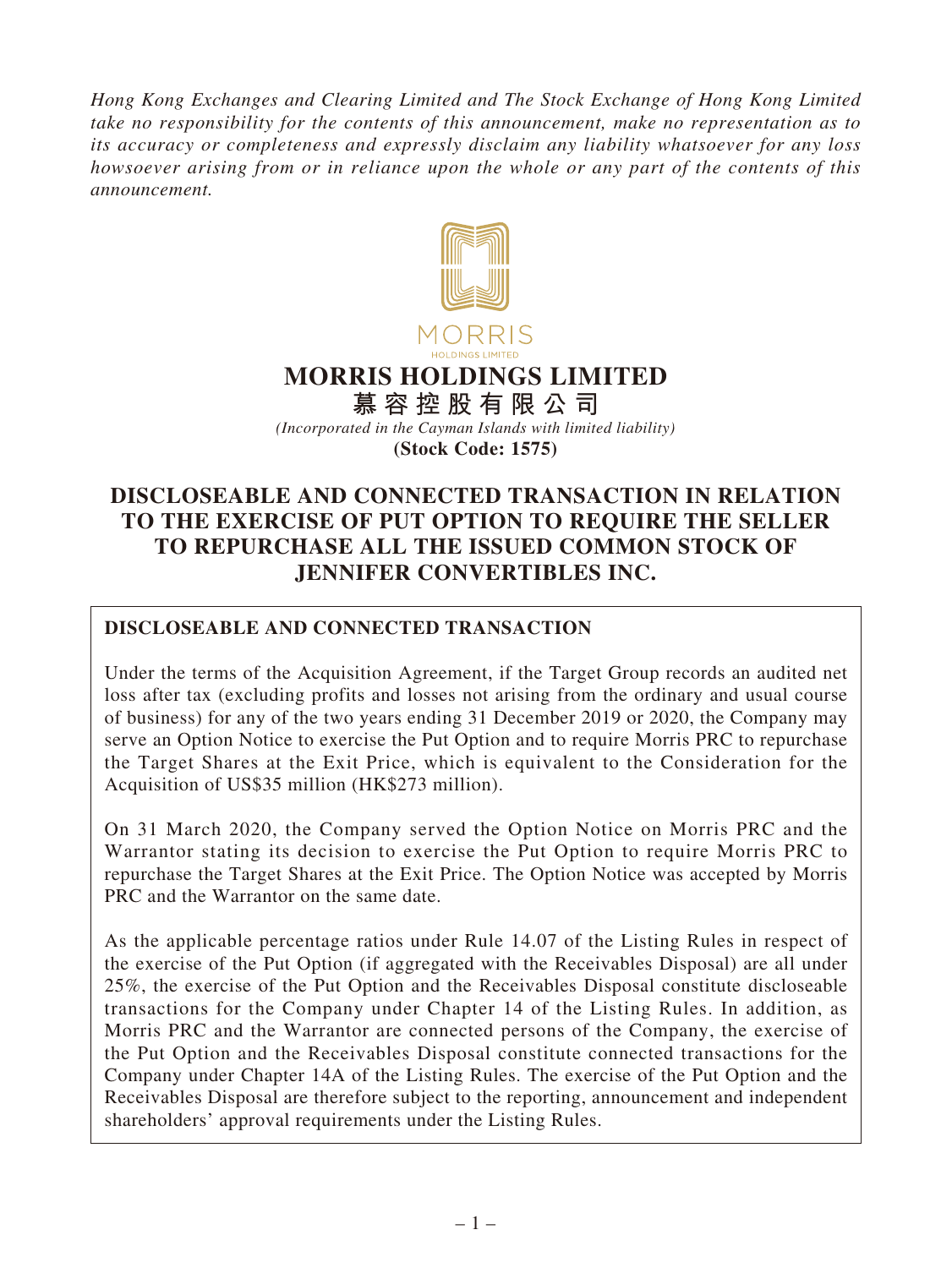*Hong Kong Exchanges and Clearing Limited and The Stock Exchange of Hong Kong Limited take no responsibility for the contents of this announcement, make no representation as to its accuracy or completeness and expressly disclaim any liability whatsoever for any loss howsoever arising from or in reliance upon the whole or any part of the contents of this announcement.*

MORRIS
HOLDINGS LIMITED

# MORRIS HOLDINGS LIMITED
# 慕容控股有限公司

*(Incorporated in the Cayman Islands with limited liability)*

**(Stock Code: 1575)**

# DISCLOSEABLE AND CONNECTED TRANSACTION IN RELATION TO THE EXERCISE OF PUT OPTION TO REQUIRE THE SELLER TO REPURCHASE ALL THE ISSUED COMMON STOCK OF JENNIFER CONVERTIBLES INC.

## DISCLOSEABLE AND CONNECTED TRANSACTION

Under the terms of the Acquisition Agreement, if the Target Group records an audited net loss after tax (excluding profits and losses not arising from the ordinary and usual course of business) for any of the two years ending 31 December 2019 or 2020, the Company may serve an Option Notice to exercise the Put Option and to require Morris PRC to repurchase the Target Shares at the Exit Price, which is equivalent to the Consideration for the Acquisition of US$35 million (HK$273 million).

On 31 March 2020, the Company served the Option Notice on Morris PRC and the Warrantor stating its decision to exercise the Put Option to require Morris PRC to repurchase the Target Shares at the Exit Price. The Option Notice was accepted by Morris PRC and the Warrantor on the same date.

As the applicable percentage ratios under Rule 14.07 of the Listing Rules in respect of the exercise of the Put Option (if aggregated with the Receivables Disposal) are all under 25%, the exercise of the Put Option and the Receivables Disposal constitute discloseable transactions for the Company under Chapter 14 of the Listing Rules. In addition, as Morris PRC and the Warrantor are connected persons of the Company, the exercise of the Put Option and the Receivables Disposal constitute connected transactions for the Company under Chapter 14A of the Listing Rules. The exercise of the Put Option and the Receivables Disposal are therefore subject to the reporting, announcement and independent shareholders' approval requirements under the Listing Rules.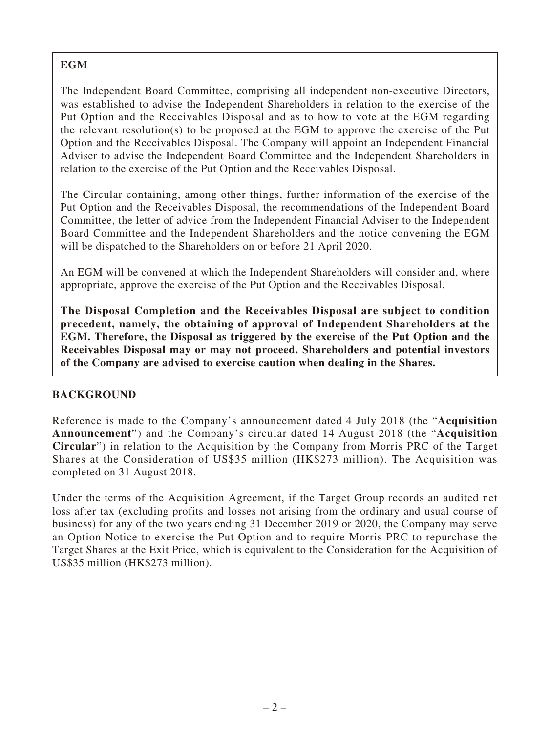**EGM**

The Independent Board Committee, comprising all independent non-executive Directors, was established to advise the Independent Shareholders in relation to the exercise of the Put Option and the Receivables Disposal and as to how to vote at the EGM regarding the relevant resolution(s) to be proposed at the EGM to approve the exercise of the Put Option and the Receivables Disposal. The Company will appoint an Independent Financial Adviser to advise the Independent Board Committee and the Independent Shareholders in relation to the exercise of the Put Option and the Receivables Disposal.

The Circular containing, among other things, further information of the exercise of the Put Option and the Receivables Disposal, the recommendations of the Independent Board Committee, the letter of advice from the Independent Financial Adviser to the Independent Board Committee and the Independent Shareholders and the notice convening the EGM will be dispatched to the Shareholders on or before 21 April 2020.

An EGM will be convened at which the Independent Shareholders will consider and, where appropriate, approve the exercise of the Put Option and the Receivables Disposal.

**The Disposal Completion and the Receivables Disposal are subject to condition precedent, namely, the obtaining of approval of Independent Shareholders at the EGM. Therefore, the Disposal as triggered by the exercise of the Put Option and the Receivables Disposal may or may not proceed. Shareholders and potential investors of the Company are advised to exercise caution when dealing in the Shares.**

## BACKGROUND

Reference is made to the Company's announcement dated 4 July 2018 (the "**Acquisition Announcement**") and the Company's circular dated 14 August 2018 (the "**Acquisition Circular**") in relation to the Acquisition by the Company from Morris PRC of the Target Shares at the Consideration of US$35 million (HK$273 million). The Acquisition was completed on 31 August 2018.

Under the terms of the Acquisition Agreement, if the Target Group records an audited net loss after tax (excluding profits and losses not arising from the ordinary and usual course of business) for any of the two years ending 31 December 2019 or 2020, the Company may serve an Option Notice to exercise the Put Option and to require Morris PRC to repurchase the Target Shares at the Exit Price, which is equivalent to the Consideration for the Acquisition of US$35 million (HK$273 million).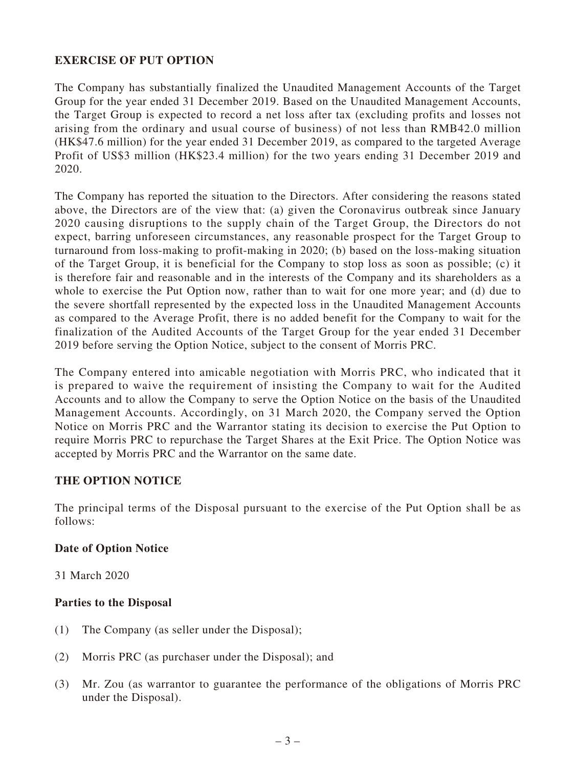## EXERCISE OF PUT OPTION

The Company has substantially finalized the Unaudited Management Accounts of the Target Group for the year ended 31 December 2019. Based on the Unaudited Management Accounts, the Target Group is expected to record a net loss after tax (excluding profits and losses not arising from the ordinary and usual course of business) of not less than RMB42.0 million (HK$47.6 million) for the year ended 31 December 2019, as compared to the targeted Average Profit of US$3 million (HK$23.4 million) for the two years ending 31 December 2019 and 2020.

The Company has reported the situation to the Directors. After considering the reasons stated above, the Directors are of the view that: (a) given the Coronavirus outbreak since January 2020 causing disruptions to the supply chain of the Target Group, the Directors do not expect, barring unforeseen circumstances, any reasonable prospect for the Target Group to turnaround from loss-making to profit-making in 2020; (b) based on the loss-making situation of the Target Group, it is beneficial for the Company to stop loss as soon as possible; (c) it is therefore fair and reasonable and in the interests of the Company and its shareholders as a whole to exercise the Put Option now, rather than to wait for one more year; and (d) due to the severe shortfall represented by the expected loss in the Unaudited Management Accounts as compared to the Average Profit, there is no added benefit for the Company to wait for the finalization of the Audited Accounts of the Target Group for the year ended 31 December 2019 before serving the Option Notice, subject to the consent of Morris PRC.

The Company entered into amicable negotiation with Morris PRC, who indicated that it is prepared to waive the requirement of insisting the Company to wait for the Audited Accounts and to allow the Company to serve the Option Notice on the basis of the Unaudited Management Accounts. Accordingly, on 31 March 2020, the Company served the Option Notice on Morris PRC and the Warrantor stating its decision to exercise the Put Option to require Morris PRC to repurchase the Target Shares at the Exit Price. The Option Notice was accepted by Morris PRC and the Warrantor on the same date.

## THE OPTION NOTICE

The principal terms of the Disposal pursuant to the exercise of the Put Option shall be as follows:

### Date of Option Notice

31 March 2020

### Parties to the Disposal

(1) The Company (as seller under the Disposal);

(2) Morris PRC (as purchaser under the Disposal); and

(3) Mr. Zou (as warrantor to guarantee the performance of the obligations of Morris PRC under the Disposal).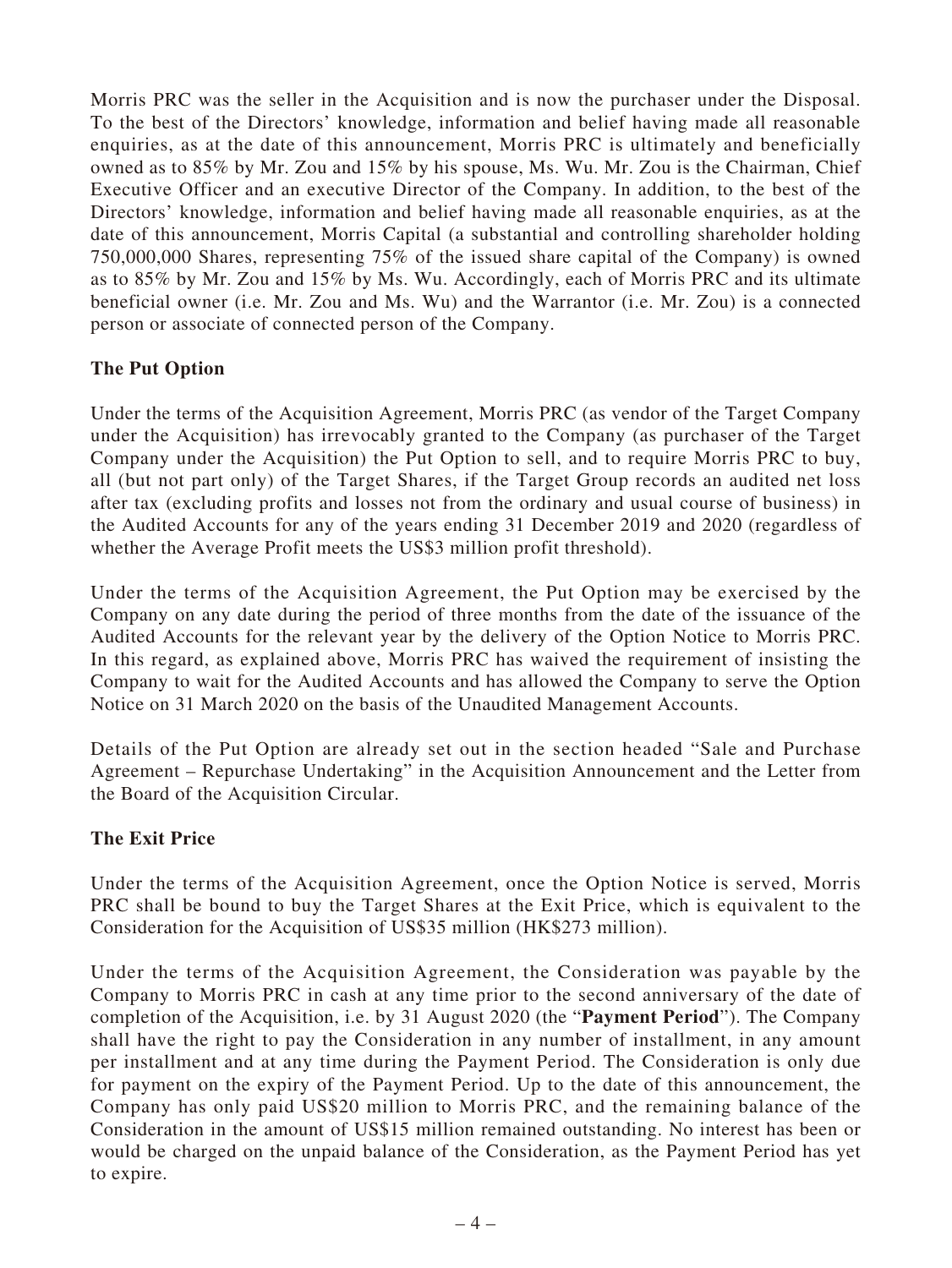Morris PRC was the seller in the Acquisition and is now the purchaser under the Disposal. To the best of the Directors' knowledge, information and belief having made all reasonable enquiries, as at the date of this announcement, Morris PRC is ultimately and beneficially owned as to 85% by Mr. Zou and 15% by his spouse, Ms. Wu. Mr. Zou is the Chairman, Chief Executive Officer and an executive Director of the Company. In addition, to the best of the Directors' knowledge, information and belief having made all reasonable enquiries, as at the date of this announcement, Morris Capital (a substantial and controlling shareholder holding 750,000,000 Shares, representing 75% of the issued share capital of the Company) is owned as to 85% by Mr. Zou and 15% by Ms. Wu. Accordingly, each of Morris PRC and its ultimate beneficial owner (i.e. Mr. Zou and Ms. Wu) and the Warrantor (i.e. Mr. Zou) is a connected person or associate of connected person of the Company.

**The Put Option**

Under the terms of the Acquisition Agreement, Morris PRC (as vendor of the Target Company under the Acquisition) has irrevocably granted to the Company (as purchaser of the Target Company under the Acquisition) the Put Option to sell, and to require Morris PRC to buy, all (but not part only) of the Target Shares, if the Target Group records an audited net loss after tax (excluding profits and losses not from the ordinary and usual course of business) in the Audited Accounts for any of the years ending 31 December 2019 and 2020 (regardless of whether the Average Profit meets the US$3 million profit threshold).

Under the terms of the Acquisition Agreement, the Put Option may be exercised by the Company on any date during the period of three months from the date of the issuance of the Audited Accounts for the relevant year by the delivery of the Option Notice to Morris PRC. In this regard, as explained above, Morris PRC has waived the requirement of insisting the Company to wait for the Audited Accounts and has allowed the Company to serve the Option Notice on 31 March 2020 on the basis of the Unaudited Management Accounts.

Details of the Put Option are already set out in the section headed "Sale and Purchase Agreement – Repurchase Undertaking" in the Acquisition Announcement and the Letter from the Board of the Acquisition Circular.

**The Exit Price**

Under the terms of the Acquisition Agreement, once the Option Notice is served, Morris PRC shall be bound to buy the Target Shares at the Exit Price, which is equivalent to the Consideration for the Acquisition of US$35 million (HK$273 million).

Under the terms of the Acquisition Agreement, the Consideration was payable by the Company to Morris PRC in cash at any time prior to the second anniversary of the date of completion of the Acquisition, i.e. by 31 August 2020 (the "**Payment Period**"). The Company shall have the right to pay the Consideration in any number of installment, in any amount per installment and at any time during the Payment Period. The Consideration is only due for payment on the expiry of the Payment Period. Up to the date of this announcement, the Company has only paid US$20 million to Morris PRC, and the remaining balance of the Consideration in the amount of US$15 million remained outstanding. No interest has been or would be charged on the unpaid balance of the Consideration, as the Payment Period has yet to expire.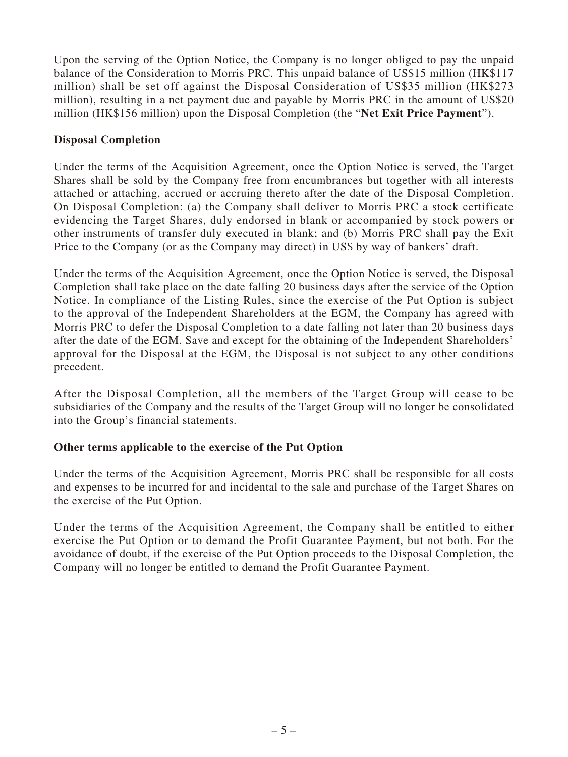Upon the serving of the Option Notice, the Company is no longer obliged to pay the unpaid balance of the Consideration to Morris PRC. This unpaid balance of US$15 million (HK$117 million) shall be set off against the Disposal Consideration of US$35 million (HK$273 million), resulting in a net payment due and payable by Morris PRC in the amount of US$20 million (HK$156 million) upon the Disposal Completion (the "**Net Exit Price Payment**").

**Disposal Completion**

Under the terms of the Acquisition Agreement, once the Option Notice is served, the Target Shares shall be sold by the Company free from encumbrances but together with all interests attached or attaching, accrued or accruing thereto after the date of the Disposal Completion. On Disposal Completion: (a) the Company shall deliver to Morris PRC a stock certificate evidencing the Target Shares, duly endorsed in blank or accompanied by stock powers or other instruments of transfer duly executed in blank; and (b) Morris PRC shall pay the Exit Price to the Company (or as the Company may direct) in US$ by way of bankers' draft.

Under the terms of the Acquisition Agreement, once the Option Notice is served, the Disposal Completion shall take place on the date falling 20 business days after the service of the Option Notice. In compliance of the Listing Rules, since the exercise of the Put Option is subject to the approval of the Independent Shareholders at the EGM, the Company has agreed with Morris PRC to defer the Disposal Completion to a date falling not later than 20 business days after the date of the EGM. Save and except for the obtaining of the Independent Shareholders' approval for the Disposal at the EGM, the Disposal is not subject to any other conditions precedent.

After the Disposal Completion, all the members of the Target Group will cease to be subsidiaries of the Company and the results of the Target Group will no longer be consolidated into the Group's financial statements.

**Other terms applicable to the exercise of the Put Option**

Under the terms of the Acquisition Agreement, Morris PRC shall be responsible for all costs and expenses to be incurred for and incidental to the sale and purchase of the Target Shares on the exercise of the Put Option.

Under the terms of the Acquisition Agreement, the Company shall be entitled to either exercise the Put Option or to demand the Profit Guarantee Payment, but not both. For the avoidance of doubt, if the exercise of the Put Option proceeds to the Disposal Completion, the Company will no longer be entitled to demand the Profit Guarantee Payment.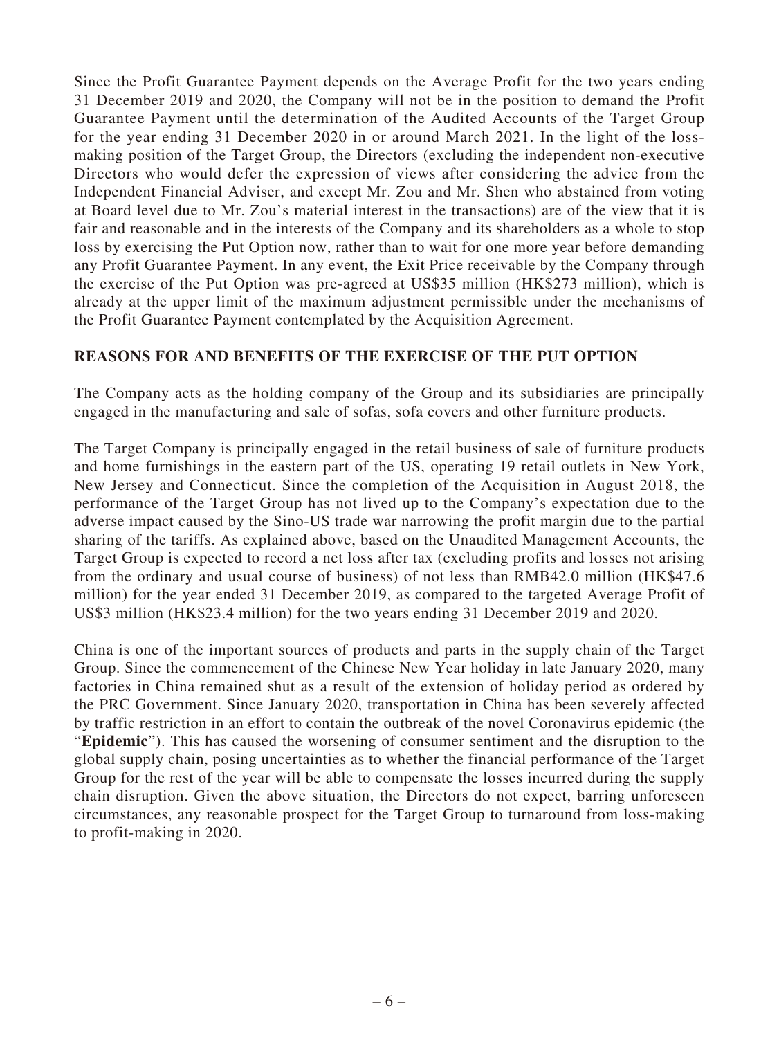Since the Profit Guarantee Payment depends on the Average Profit for the two years ending 31 December 2019 and 2020, the Company will not be in the position to demand the Profit Guarantee Payment until the determination of the Audited Accounts of the Target Group for the year ending 31 December 2020 in or around March 2021. In the light of the loss-making position of the Target Group, the Directors (excluding the independent non-executive Directors who would defer the expression of views after considering the advice from the Independent Financial Adviser, and except Mr. Zou and Mr. Shen who abstained from voting at Board level due to Mr. Zou's material interest in the transactions) are of the view that it is fair and reasonable and in the interests of the Company and its shareholders as a whole to stop loss by exercising the Put Option now, rather than to wait for one more year before demanding any Profit Guarantee Payment. In any event, the Exit Price receivable by the Company through the exercise of the Put Option was pre-agreed at US$35 million (HK$273 million), which is already at the upper limit of the maximum adjustment permissible under the mechanisms of the Profit Guarantee Payment contemplated by the Acquisition Agreement.

## REASONS FOR AND BENEFITS OF THE EXERCISE OF THE PUT OPTION

The Company acts as the holding company of the Group and its subsidiaries are principally engaged in the manufacturing and sale of sofas, sofa covers and other furniture products.

The Target Company is principally engaged in the retail business of sale of furniture products and home furnishings in the eastern part of the US, operating 19 retail outlets in New York, New Jersey and Connecticut. Since the completion of the Acquisition in August 2018, the performance of the Target Group has not lived up to the Company's expectation due to the adverse impact caused by the Sino-US trade war narrowing the profit margin due to the partial sharing of the tariffs. As explained above, based on the Unaudited Management Accounts, the Target Group is expected to record a net loss after tax (excluding profits and losses not arising from the ordinary and usual course of business) of not less than RMB42.0 million (HK$47.6 million) for the year ended 31 December 2019, as compared to the targeted Average Profit of US$3 million (HK$23.4 million) for the two years ending 31 December 2019 and 2020.

China is one of the important sources of products and parts in the supply chain of the Target Group. Since the commencement of the Chinese New Year holiday in late January 2020, many factories in China remained shut as a result of the extension of holiday period as ordered by the PRC Government. Since January 2020, transportation in China has been severely affected by traffic restriction in an effort to contain the outbreak of the novel Coronavirus epidemic (the "**Epidemic**"). This has caused the worsening of consumer sentiment and the disruption to the global supply chain, posing uncertainties as to whether the financial performance of the Target Group for the rest of the year will be able to compensate the losses incurred during the supply chain disruption. Given the above situation, the Directors do not expect, barring unforeseen circumstances, any reasonable prospect for the Target Group to turnaround from loss-making to profit-making in 2020.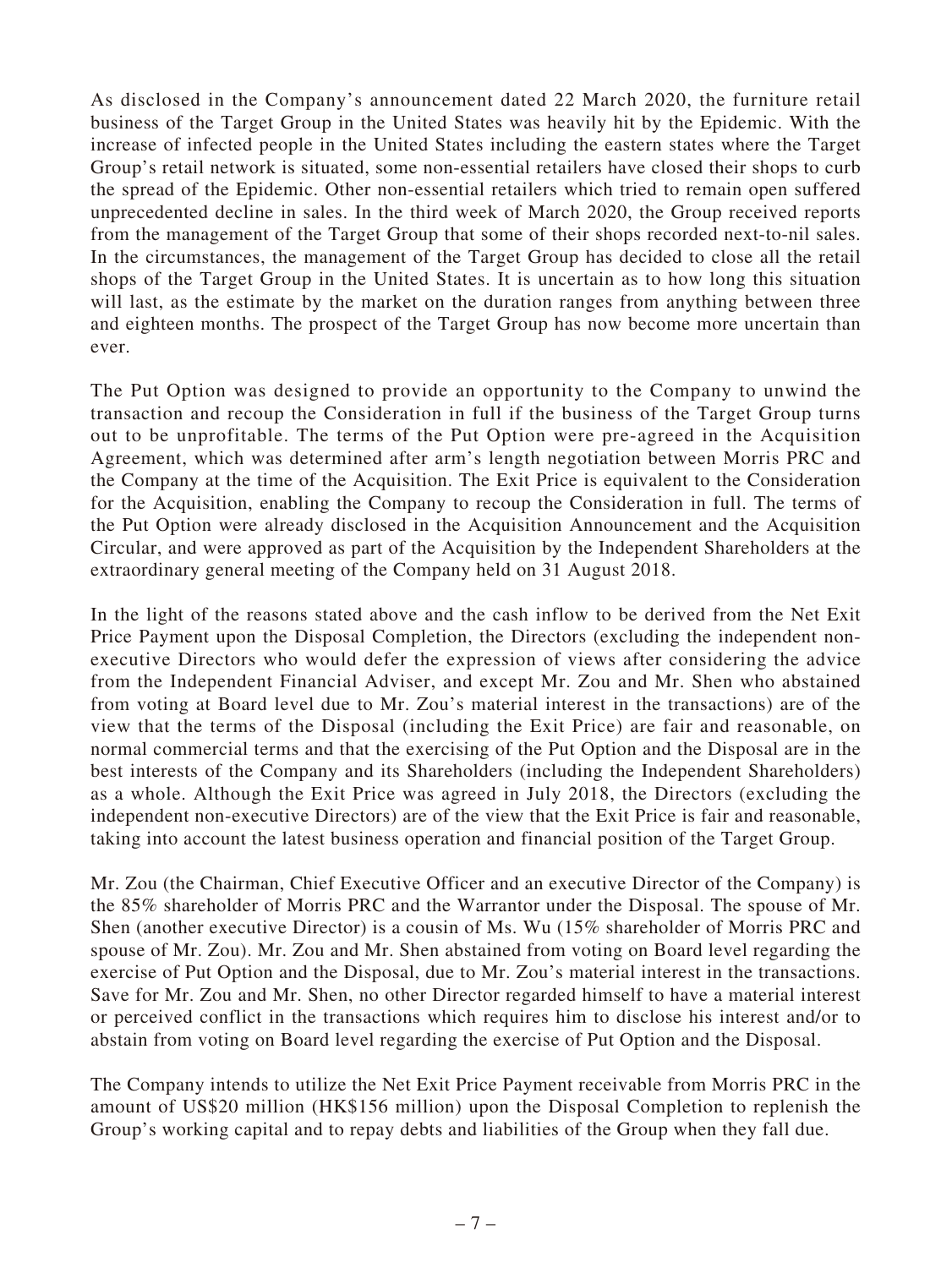As disclosed in the Company's announcement dated 22 March 2020, the furniture retail business of the Target Group in the United States was heavily hit by the Epidemic. With the increase of infected people in the United States including the eastern states where the Target Group's retail network is situated, some non-essential retailers have closed their shops to curb the spread of the Epidemic. Other non-essential retailers which tried to remain open suffered unprecedented decline in sales. In the third week of March 2020, the Group received reports from the management of the Target Group that some of their shops recorded next-to-nil sales. In the circumstances, the management of the Target Group has decided to close all the retail shops of the Target Group in the United States. It is uncertain as to how long this situation will last, as the estimate by the market on the duration ranges from anything between three and eighteen months. The prospect of the Target Group has now become more uncertain than ever.

The Put Option was designed to provide an opportunity to the Company to unwind the transaction and recoup the Consideration in full if the business of the Target Group turns out to be unprofitable. The terms of the Put Option were pre-agreed in the Acquisition Agreement, which was determined after arm's length negotiation between Morris PRC and the Company at the time of the Acquisition. The Exit Price is equivalent to the Consideration for the Acquisition, enabling the Company to recoup the Consideration in full. The terms of the Put Option were already disclosed in the Acquisition Announcement and the Acquisition Circular, and were approved as part of the Acquisition by the Independent Shareholders at the extraordinary general meeting of the Company held on 31 August 2018.

In the light of the reasons stated above and the cash inflow to be derived from the Net Exit Price Payment upon the Disposal Completion, the Directors (excluding the independent non-executive Directors who would defer the expression of views after considering the advice from the Independent Financial Adviser, and except Mr. Zou and Mr. Shen who abstained from voting at Board level due to Mr. Zou's material interest in the transactions) are of the view that the terms of the Disposal (including the Exit Price) are fair and reasonable, on normal commercial terms and that the exercising of the Put Option and the Disposal are in the best interests of the Company and its Shareholders (including the Independent Shareholders) as a whole. Although the Exit Price was agreed in July 2018, the Directors (excluding the independent non-executive Directors) are of the view that the Exit Price is fair and reasonable, taking into account the latest business operation and financial position of the Target Group.

Mr. Zou (the Chairman, Chief Executive Officer and an executive Director of the Company) is the 85% shareholder of Morris PRC and the Warrantor under the Disposal. The spouse of Mr. Shen (another executive Director) is a cousin of Ms. Wu (15% shareholder of Morris PRC and spouse of Mr. Zou). Mr. Zou and Mr. Shen abstained from voting on Board level regarding the exercise of Put Option and the Disposal, due to Mr. Zou's material interest in the transactions. Save for Mr. Zou and Mr. Shen, no other Director regarded himself to have a material interest or perceived conflict in the transactions which requires him to disclose his interest and/or to abstain from voting on Board level regarding the exercise of Put Option and the Disposal.

The Company intends to utilize the Net Exit Price Payment receivable from Morris PRC in the amount of US$20 million (HK$156 million) upon the Disposal Completion to replenish the Group's working capital and to repay debts and liabilities of the Group when they fall due.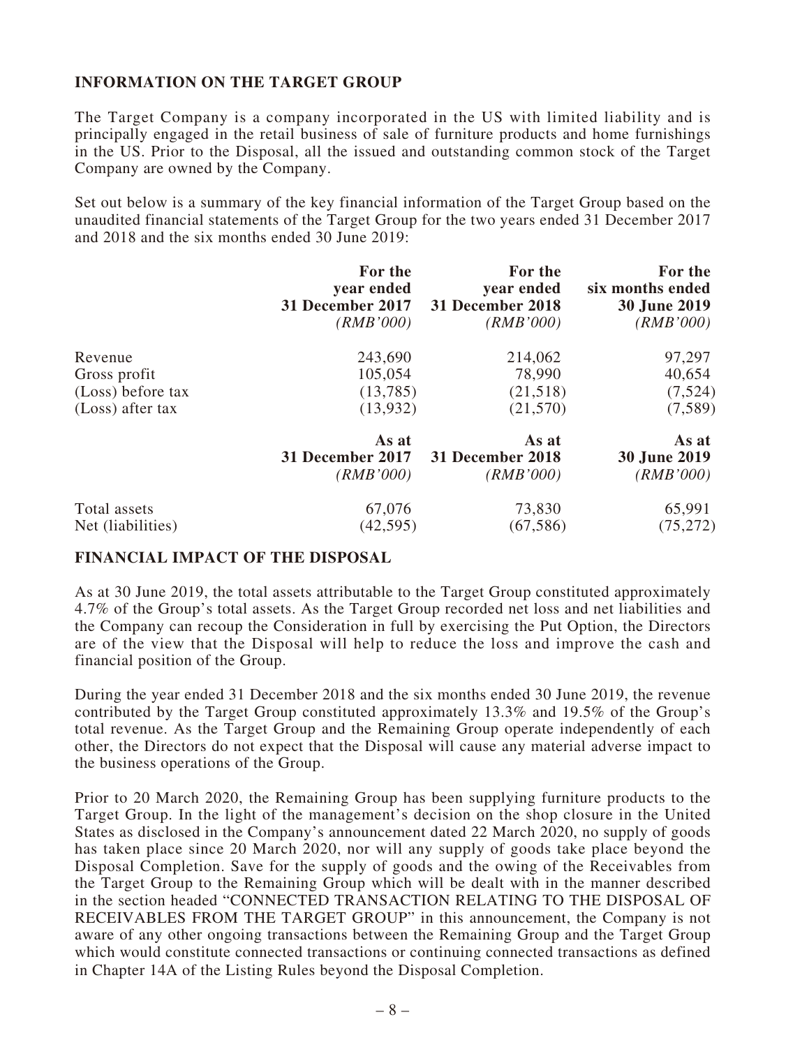## INFORMATION ON THE TARGET GROUP

The Target Company is a company incorporated in the US with limited liability and is principally engaged in the retail business of sale of furniture products and home furnishings in the US. Prior to the Disposal, all the issued and outstanding common stock of the Target Company are owned by the Company.

Set out below is a summary of the key financial information of the Target Group based on the unaudited financial statements of the Target Group for the two years ended 31 December 2017 and 2018 and the six months ended 30 June 2019:

| | **For the year ended 31 December 2017** *(RMB'000)* | **For the year ended 31 December 2018** *(RMB'000)* | **For the six months ended 30 June 2019** *(RMB'000)* |
|---|---|---|---|
| Revenue | 243,690 | 214,062 | 97,297 |
| Gross profit | 105,054 | 78,990 | 40,654 |
| (Loss) before tax | (13,785) | (21,518) | (7,524) |
| (Loss) after tax | (13,932) | (21,570) | (7,589) |
| | **As at 31 December 2017** *(RMB'000)* | **As at 31 December 2018** *(RMB'000)* | **As at 30 June 2019** *(RMB'000)* |
| Total assets | 67,076 | 73,830 | 65,991 |
| Net (liabilities) | (42,595) | (67,586) | (75,272) |

## FINANCIAL IMPACT OF THE DISPOSAL

As at 30 June 2019, the total assets attributable to the Target Group constituted approximately 4.7% of the Group's total assets. As the Target Group recorded net loss and net liabilities and the Company can recoup the Consideration in full by exercising the Put Option, the Directors are of the view that the Disposal will help to reduce the loss and improve the cash and financial position of the Group.

During the year ended 31 December 2018 and the six months ended 30 June 2019, the revenue contributed by the Target Group constituted approximately 13.3% and 19.5% of the Group's total revenue. As the Target Group and the Remaining Group operate independently of each other, the Directors do not expect that the Disposal will cause any material adverse impact to the business operations of the Group.

Prior to 20 March 2020, the Remaining Group has been supplying furniture products to the Target Group. In the light of the management's decision on the shop closure in the United States as disclosed in the Company's announcement dated 22 March 2020, no supply of goods has taken place since 20 March 2020, nor will any supply of goods take place beyond the Disposal Completion. Save for the supply of goods and the owing of the Receivables from the Target Group to the Remaining Group which will be dealt with in the manner described in the section headed "CONNECTED TRANSACTION RELATING TO THE DISPOSAL OF RECEIVABLES FROM THE TARGET GROUP" in this announcement, the Company is not aware of any other ongoing transactions between the Remaining Group and the Target Group which would constitute connected transactions or continuing connected transactions as defined in Chapter 14A of the Listing Rules beyond the Disposal Completion.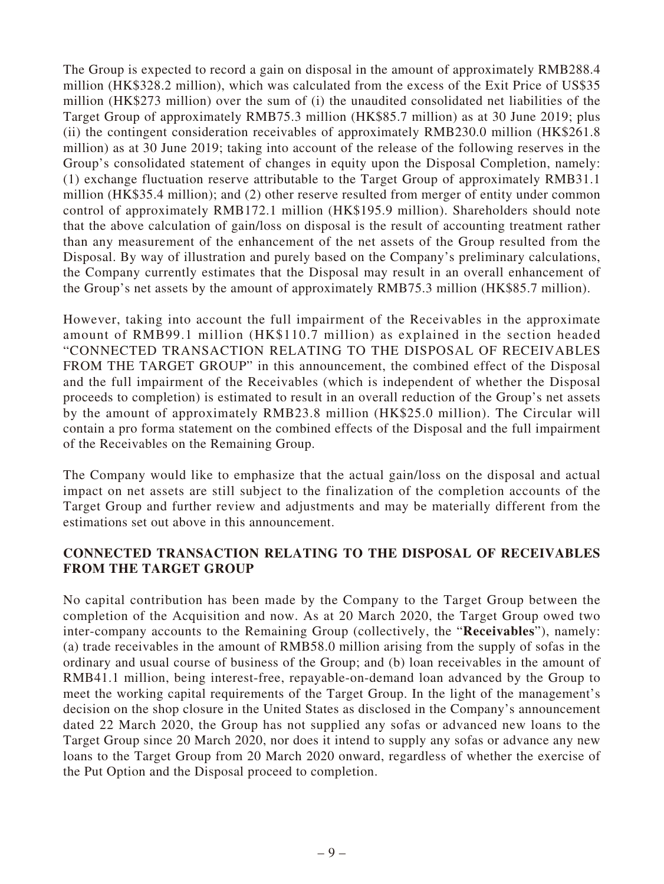The Group is expected to record a gain on disposal in the amount of approximately RMB288.4 million (HK$328.2 million), which was calculated from the excess of the Exit Price of US$35 million (HK$273 million) over the sum of (i) the unaudited consolidated net liabilities of the Target Group of approximately RMB75.3 million (HK$85.7 million) as at 30 June 2019; plus (ii) the contingent consideration receivables of approximately RMB230.0 million (HK$261.8 million) as at 30 June 2019; taking into account of the release of the following reserves in the Group's consolidated statement of changes in equity upon the Disposal Completion, namely: (1) exchange fluctuation reserve attributable to the Target Group of approximately RMB31.1 million (HK$35.4 million); and (2) other reserve resulted from merger of entity under common control of approximately RMB172.1 million (HK$195.9 million). Shareholders should note that the above calculation of gain/loss on disposal is the result of accounting treatment rather than any measurement of the enhancement of the net assets of the Group resulted from the Disposal. By way of illustration and purely based on the Company's preliminary calculations, the Company currently estimates that the Disposal may result in an overall enhancement of the Group's net assets by the amount of approximately RMB75.3 million (HK$85.7 million).

However, taking into account the full impairment of the Receivables in the approximate amount of RMB99.1 million (HK$110.7 million) as explained in the section headed "CONNECTED TRANSACTION RELATING TO THE DISPOSAL OF RECEIVABLES FROM THE TARGET GROUP" in this announcement, the combined effect of the Disposal and the full impairment of the Receivables (which is independent of whether the Disposal proceeds to completion) is estimated to result in an overall reduction of the Group's net assets by the amount of approximately RMB23.8 million (HK$25.0 million). The Circular will contain a pro forma statement on the combined effects of the Disposal and the full impairment of the Receivables on the Remaining Group.

The Company would like to emphasize that the actual gain/loss on the disposal and actual impact on net assets are still subject to the finalization of the completion accounts of the Target Group and further review and adjustments and may be materially different from the estimations set out above in this announcement.

## CONNECTED TRANSACTION RELATING TO THE DISPOSAL OF RECEIVABLES FROM THE TARGET GROUP

No capital contribution has been made by the Company to the Target Group between the completion of the Acquisition and now. As at 20 March 2020, the Target Group owed two inter-company accounts to the Remaining Group (collectively, the "**Receivables**"), namely: (a) trade receivables in the amount of RMB58.0 million arising from the supply of sofas in the ordinary and usual course of business of the Group; and (b) loan receivables in the amount of RMB41.1 million, being interest-free, repayable-on-demand loan advanced by the Group to meet the working capital requirements of the Target Group. In the light of the management's decision on the shop closure in the United States as disclosed in the Company's announcement dated 22 March 2020, the Group has not supplied any sofas or advanced new loans to the Target Group since 20 March 2020, nor does it intend to supply any sofas or advance any new loans to the Target Group from 20 March 2020 onward, regardless of whether the exercise of the Put Option and the Disposal proceed to completion.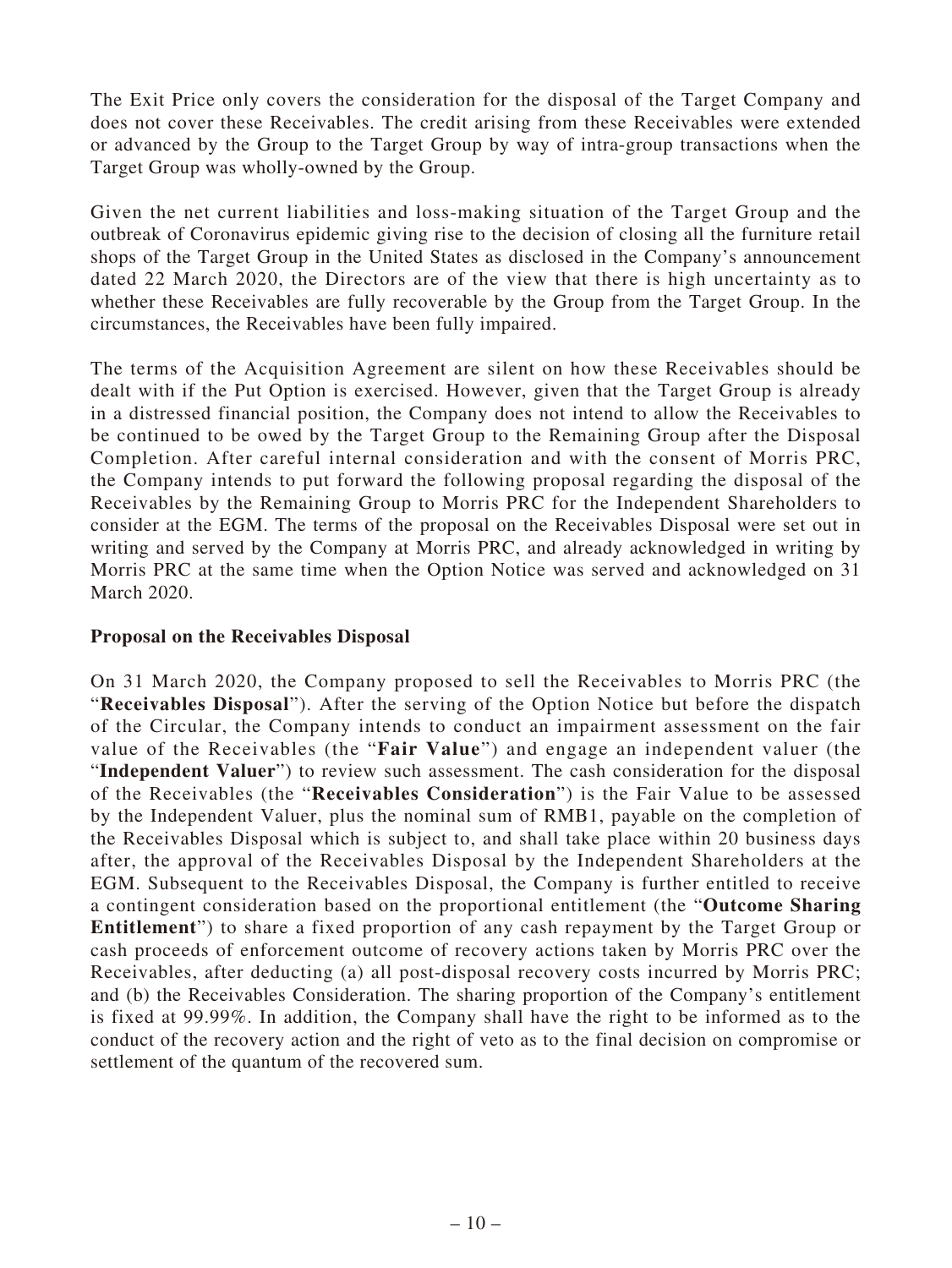The Exit Price only covers the consideration for the disposal of the Target Company and does not cover these Receivables. The credit arising from these Receivables were extended or advanced by the Group to the Target Group by way of intra-group transactions when the Target Group was wholly-owned by the Group.

Given the net current liabilities and loss-making situation of the Target Group and the outbreak of Coronavirus epidemic giving rise to the decision of closing all the furniture retail shops of the Target Group in the United States as disclosed in the Company's announcement dated 22 March 2020, the Directors are of the view that there is high uncertainty as to whether these Receivables are fully recoverable by the Group from the Target Group. In the circumstances, the Receivables have been fully impaired.

The terms of the Acquisition Agreement are silent on how these Receivables should be dealt with if the Put Option is exercised. However, given that the Target Group is already in a distressed financial position, the Company does not intend to allow the Receivables to be continued to be owed by the Target Group to the Remaining Group after the Disposal Completion. After careful internal consideration and with the consent of Morris PRC, the Company intends to put forward the following proposal regarding the disposal of the Receivables by the Remaining Group to Morris PRC for the Independent Shareholders to consider at the EGM. The terms of the proposal on the Receivables Disposal were set out in writing and served by the Company at Morris PRC, and already acknowledged in writing by Morris PRC at the same time when the Option Notice was served and acknowledged on 31 March 2020.

**Proposal on the Receivables Disposal**

On 31 March 2020, the Company proposed to sell the Receivables to Morris PRC (the "**Receivables Disposal**"). After the serving of the Option Notice but before the dispatch of the Circular, the Company intends to conduct an impairment assessment on the fair value of the Receivables (the "**Fair Value**") and engage an independent valuer (the "**Independent Valuer**") to review such assessment. The cash consideration for the disposal of the Receivables (the "**Receivables Consideration**") is the Fair Value to be assessed by the Independent Valuer, plus the nominal sum of RMB1, payable on the completion of the Receivables Disposal which is subject to, and shall take place within 20 business days after, the approval of the Receivables Disposal by the Independent Shareholders at the EGM. Subsequent to the Receivables Disposal, the Company is further entitled to receive a contingent consideration based on the proportional entitlement (the "**Outcome Sharing Entitlement**") to share a fixed proportion of any cash repayment by the Target Group or cash proceeds of enforcement outcome of recovery actions taken by Morris PRC over the Receivables, after deducting (a) all post-disposal recovery costs incurred by Morris PRC; and (b) the Receivables Consideration. The sharing proportion of the Company's entitlement is fixed at 99.99%. In addition, the Company shall have the right to be informed as to the conduct of the recovery action and the right of veto as to the final decision on compromise or settlement of the quantum of the recovered sum.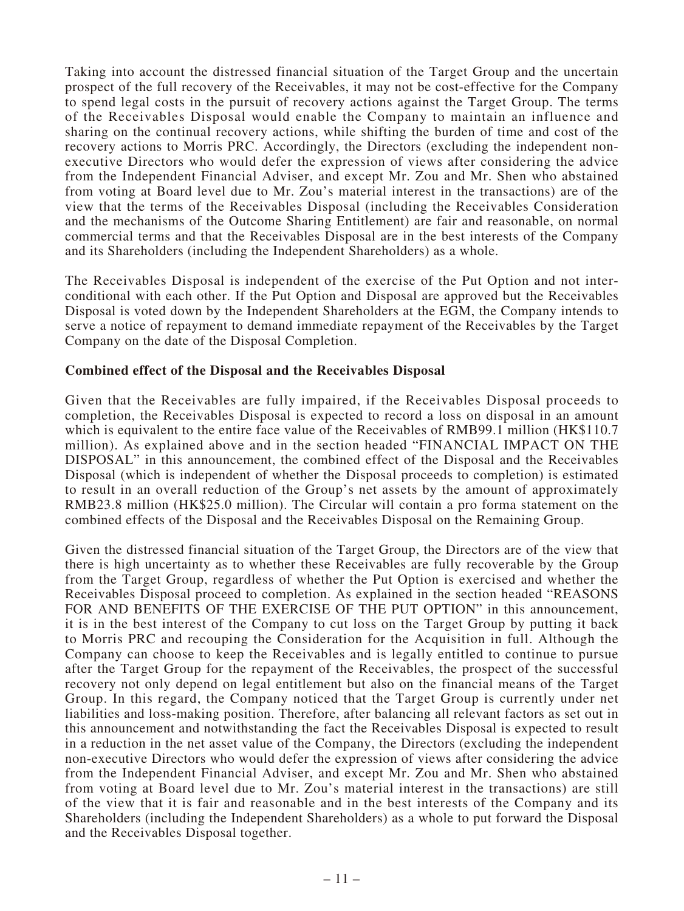Taking into account the distressed financial situation of the Target Group and the uncertain prospect of the full recovery of the Receivables, it may not be cost-effective for the Company to spend legal costs in the pursuit of recovery actions against the Target Group. The terms of the Receivables Disposal would enable the Company to maintain an influence and sharing on the continual recovery actions, while shifting the burden of time and cost of the recovery actions to Morris PRC. Accordingly, the Directors (excluding the independent non-executive Directors who would defer the expression of views after considering the advice from the Independent Financial Adviser, and except Mr. Zou and Mr. Shen who abstained from voting at Board level due to Mr. Zou's material interest in the transactions) are of the view that the terms of the Receivables Disposal (including the Receivables Consideration and the mechanisms of the Outcome Sharing Entitlement) are fair and reasonable, on normal commercial terms and that the Receivables Disposal are in the best interests of the Company and its Shareholders (including the Independent Shareholders) as a whole.

The Receivables Disposal is independent of the exercise of the Put Option and not inter-conditional with each other. If the Put Option and Disposal are approved but the Receivables Disposal is voted down by the Independent Shareholders at the EGM, the Company intends to serve a notice of repayment to demand immediate repayment of the Receivables by the Target Company on the date of the Disposal Completion.

**Combined effect of the Disposal and the Receivables Disposal**

Given that the Receivables are fully impaired, if the Receivables Disposal proceeds to completion, the Receivables Disposal is expected to record a loss on disposal in an amount which is equivalent to the entire face value of the Receivables of RMB99.1 million (HK$110.7 million). As explained above and in the section headed "FINANCIAL IMPACT ON THE DISPOSAL" in this announcement, the combined effect of the Disposal and the Receivables Disposal (which is independent of whether the Disposal proceeds to completion) is estimated to result in an overall reduction of the Group's net assets by the amount of approximately RMB23.8 million (HK$25.0 million). The Circular will contain a pro forma statement on the combined effects of the Disposal and the Receivables Disposal on the Remaining Group.

Given the distressed financial situation of the Target Group, the Directors are of the view that there is high uncertainty as to whether these Receivables are fully recoverable by the Group from the Target Group, regardless of whether the Put Option is exercised and whether the Receivables Disposal proceed to completion. As explained in the section headed "REASONS FOR AND BENEFITS OF THE EXERCISE OF THE PUT OPTION" in this announcement, it is in the best interest of the Company to cut loss on the Target Group by putting it back to Morris PRC and recouping the Consideration for the Acquisition in full. Although the Company can choose to keep the Receivables and is legally entitled to continue to pursue after the Target Group for the repayment of the Receivables, the prospect of the successful recovery not only depend on legal entitlement but also on the financial means of the Target Group. In this regard, the Company noticed that the Target Group is currently under net liabilities and loss-making position. Therefore, after balancing all relevant factors as set out in this announcement and notwithstanding the fact the Receivables Disposal is expected to result in a reduction in the net asset value of the Company, the Directors (excluding the independent non-executive Directors who would defer the expression of views after considering the advice from the Independent Financial Adviser, and except Mr. Zou and Mr. Shen who abstained from voting at Board level due to Mr. Zou's material interest in the transactions) are still of the view that it is fair and reasonable and in the best interests of the Company and its Shareholders (including the Independent Shareholders) as a whole to put forward the Disposal and the Receivables Disposal together.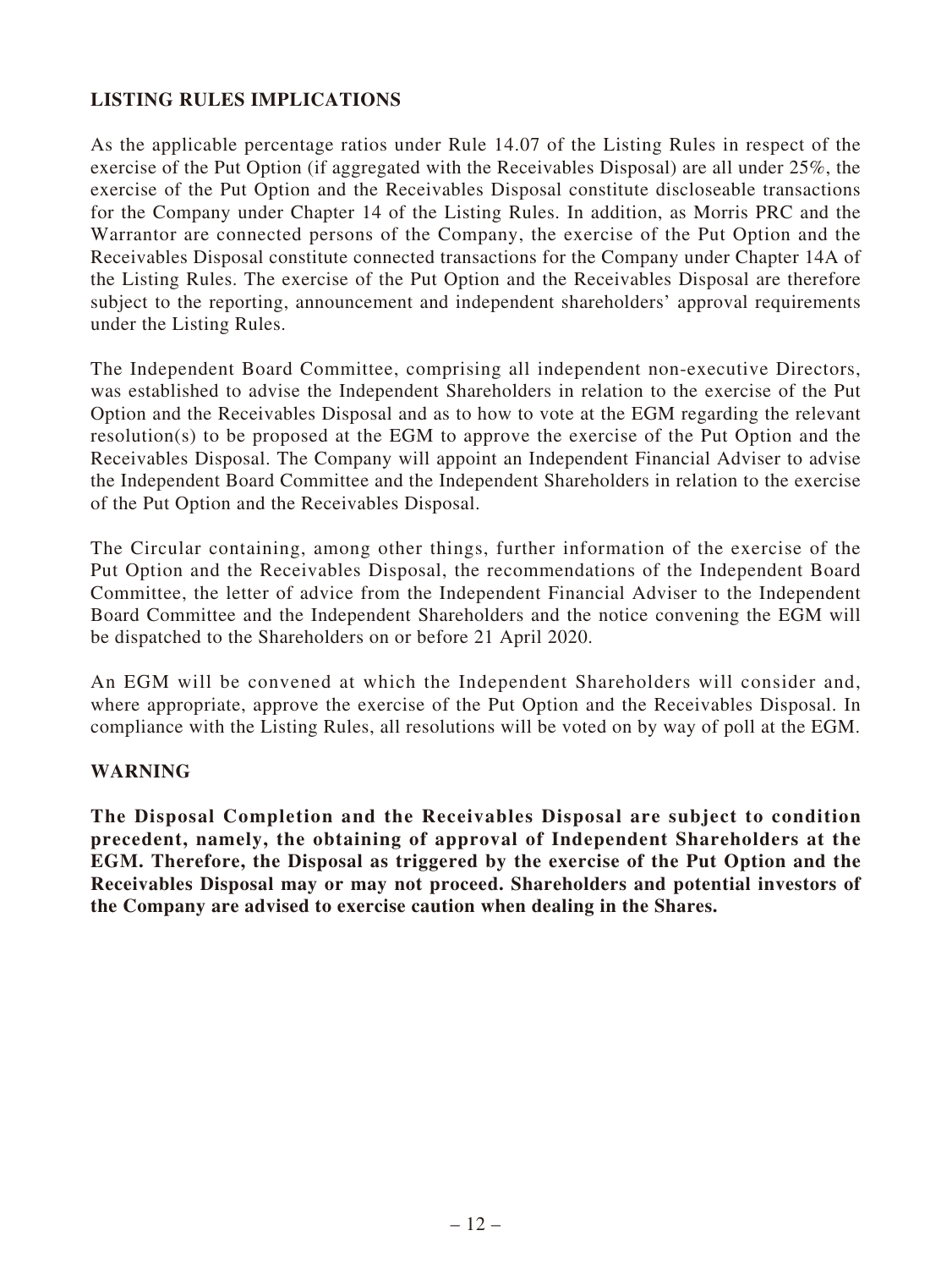## LISTING RULES IMPLICATIONS

As the applicable percentage ratios under Rule 14.07 of the Listing Rules in respect of the exercise of the Put Option (if aggregated with the Receivables Disposal) are all under 25%, the exercise of the Put Option and the Receivables Disposal constitute discloseable transactions for the Company under Chapter 14 of the Listing Rules. In addition, as Morris PRC and the Warrantor are connected persons of the Company, the exercise of the Put Option and the Receivables Disposal constitute connected transactions for the Company under Chapter 14A of the Listing Rules. The exercise of the Put Option and the Receivables Disposal are therefore subject to the reporting, announcement and independent shareholders' approval requirements under the Listing Rules.

The Independent Board Committee, comprising all independent non-executive Directors, was established to advise the Independent Shareholders in relation to the exercise of the Put Option and the Receivables Disposal and as to how to vote at the EGM regarding the relevant resolution(s) to be proposed at the EGM to approve the exercise of the Put Option and the Receivables Disposal. The Company will appoint an Independent Financial Adviser to advise the Independent Board Committee and the Independent Shareholders in relation to the exercise of the Put Option and the Receivables Disposal.

The Circular containing, among other things, further information of the exercise of the Put Option and the Receivables Disposal, the recommendations of the Independent Board Committee, the letter of advice from the Independent Financial Adviser to the Independent Board Committee and the Independent Shareholders and the notice convening the EGM will be dispatched to the Shareholders on or before 21 April 2020.

An EGM will be convened at which the Independent Shareholders will consider and, where appropriate, approve the exercise of the Put Option and the Receivables Disposal. In compliance with the Listing Rules, all resolutions will be voted on by way of poll at the EGM.

## WARNING

**The Disposal Completion and the Receivables Disposal are subject to condition precedent, namely, the obtaining of approval of Independent Shareholders at the EGM. Therefore, the Disposal as triggered by the exercise of the Put Option and the Receivables Disposal may or may not proceed. Shareholders and potential investors of the Company are advised to exercise caution when dealing in the Shares.**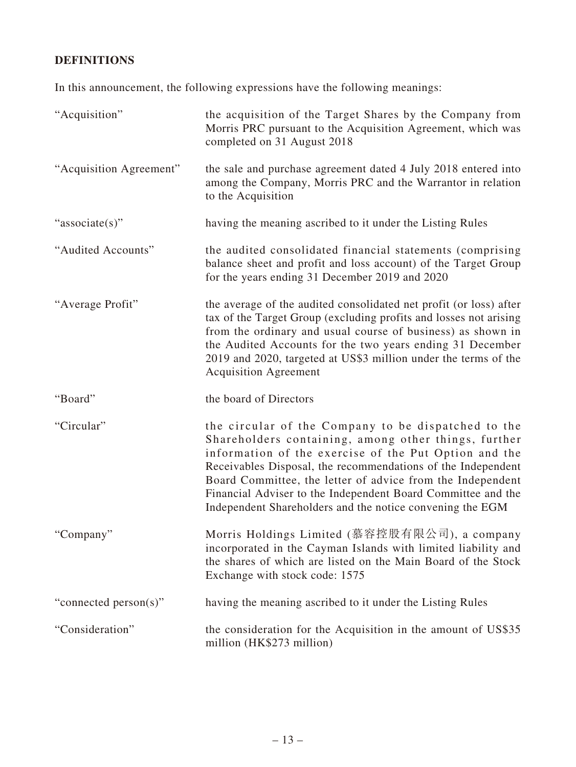## DEFINITIONS

In this announcement, the following expressions have the following meanings:

| | |
|---|---|
| "Acquisition" | the acquisition of the Target Shares by the Company from Morris PRC pursuant to the Acquisition Agreement, which was completed on 31 August 2018 |
| "Acquisition Agreement" | the sale and purchase agreement dated 4 July 2018 entered into among the Company, Morris PRC and the Warrantor in relation to the Acquisition |
| "associate(s)" | having the meaning ascribed to it under the Listing Rules |
| "Audited Accounts" | the audited consolidated financial statements (comprising balance sheet and profit and loss account) of the Target Group for the years ending 31 December 2019 and 2020 |
| "Average Profit" | the average of the audited consolidated net profit (or loss) after tax of the Target Group (excluding profits and losses not arising from the ordinary and usual course of business) as shown in the Audited Accounts for the two years ending 31 December 2019 and 2020, targeted at US$3 million under the terms of the Acquisition Agreement |
| "Board" | the board of Directors |
| "Circular" | the circular of the Company to be dispatched to the Shareholders containing, among other things, further information of the exercise of the Put Option and the Receivables Disposal, the recommendations of the Independent Board Committee, the letter of advice from the Independent Financial Adviser to the Independent Board Committee and the Independent Shareholders and the notice convening the EGM |
| "Company" | Morris Holdings Limited (慕容控股有限公司), a company incorporated in the Cayman Islands with limited liability and the shares of which are listed on the Main Board of the Stock Exchange with stock code: 1575 |
| "connected person(s)" | having the meaning ascribed to it under the Listing Rules |
| "Consideration" | the consideration for the Acquisition in the amount of US$35 million (HK$273 million) |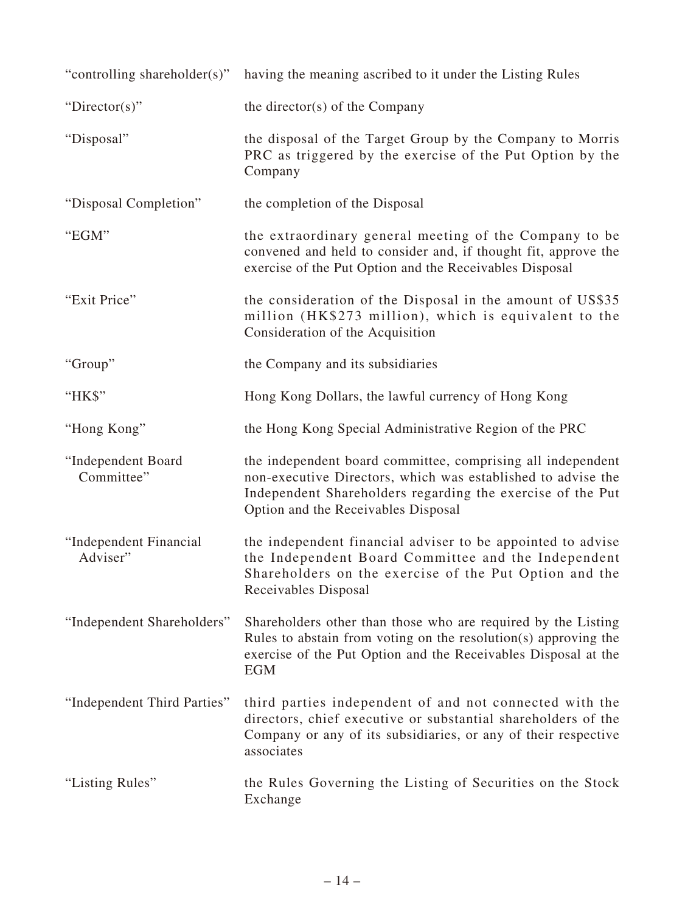| | |
|---|---|
| "controlling shareholder(s)" | having the meaning ascribed to it under the Listing Rules |
| "Director(s)" | the director(s) of the Company |
| "Disposal" | the disposal of the Target Group by the Company to Morris PRC as triggered by the exercise of the Put Option by the Company |
| "Disposal Completion" | the completion of the Disposal |
| "EGM" | the extraordinary general meeting of the Company to be convened and held to consider and, if thought fit, approve the exercise of the Put Option and the Receivables Disposal |
| "Exit Price" | the consideration of the Disposal in the amount of US$35 million (HK$273 million), which is equivalent to the Consideration of the Acquisition |
| "Group" | the Company and its subsidiaries |
| "HK$" | Hong Kong Dollars, the lawful currency of Hong Kong |
| "Hong Kong" | the Hong Kong Special Administrative Region of the PRC |
| "Independent Board Committee" | the independent board committee, comprising all independent non-executive Directors, which was established to advise the Independent Shareholders regarding the exercise of the Put Option and the Receivables Disposal |
| "Independent Financial Adviser" | the independent financial adviser to be appointed to advise the Independent Board Committee and the Independent Shareholders on the exercise of the Put Option and the Receivables Disposal |
| "Independent Shareholders" | Shareholders other than those who are required by the Listing Rules to abstain from voting on the resolution(s) approving the exercise of the Put Option and the Receivables Disposal at the EGM |
| "Independent Third Parties" | third parties independent of and not connected with the directors, chief executive or substantial shareholders of the Company or any of its subsidiaries, or any of their respective associates |
| "Listing Rules" | the Rules Governing the Listing of Securities on the Stock Exchange |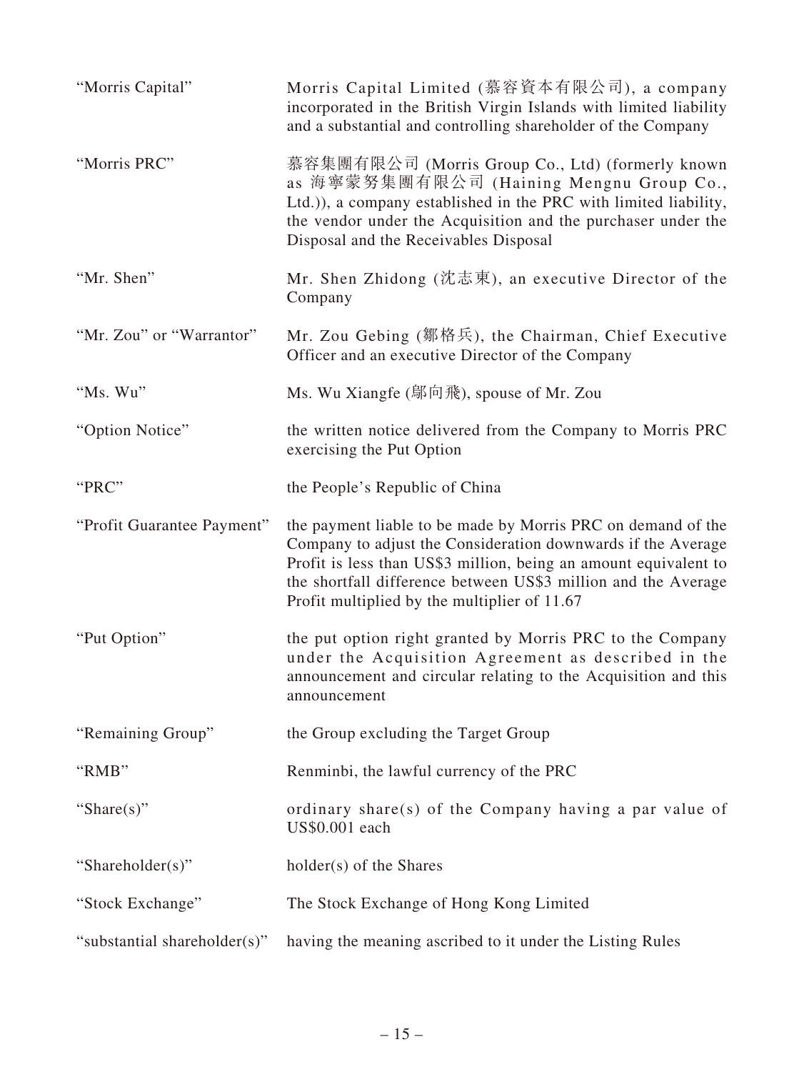| | |
|---|---|
| "Morris Capital" | Morris Capital Limited (慕容資本有限公司), a company incorporated in the British Virgin Islands with limited liability and a substantial and controlling shareholder of the Company |
| "Morris PRC" | 慕容集團有限公司 (Morris Group Co., Ltd) (formerly known as 海寧蒙努集團有限公司 (Haining Mengnu Group Co., Ltd.)), a company established in the PRC with limited liability, the vendor under the Acquisition and the purchaser under the Disposal and the Receivables Disposal |
| "Mr. Shen" | Mr. Shen Zhidong (沈志東), an executive Director of the Company |
| "Mr. Zou" or "Warrantor" | Mr. Zou Gebing (鄒格兵), the Chairman, Chief Executive Officer and an executive Director of the Company |
| "Ms. Wu" | Ms. Wu Xiangfe (鄔向飛), spouse of Mr. Zou |
| "Option Notice" | the written notice delivered from the Company to Morris PRC exercising the Put Option |
| "PRC" | the People's Republic of China |
| "Profit Guarantee Payment" | the payment liable to be made by Morris PRC on demand of the Company to adjust the Consideration downwards if the Average Profit is less than US$3 million, being an amount equivalent to the shortfall difference between US$3 million and the Average Profit multiplied by the multiplier of 11.67 |
| "Put Option" | the put option right granted by Morris PRC to the Company under the Acquisition Agreement as described in the announcement and circular relating to the Acquisition and this announcement |
| "Remaining Group" | the Group excluding the Target Group |
| "RMB" | Renminbi, the lawful currency of the PRC |
| "Share(s)" | ordinary share(s) of the Company having a par value of US$0.001 each |
| "Shareholder(s)" | holder(s) of the Shares |
| "Stock Exchange" | The Stock Exchange of Hong Kong Limited |
| "substantial shareholder(s)" | having the meaning ascribed to it under the Listing Rules |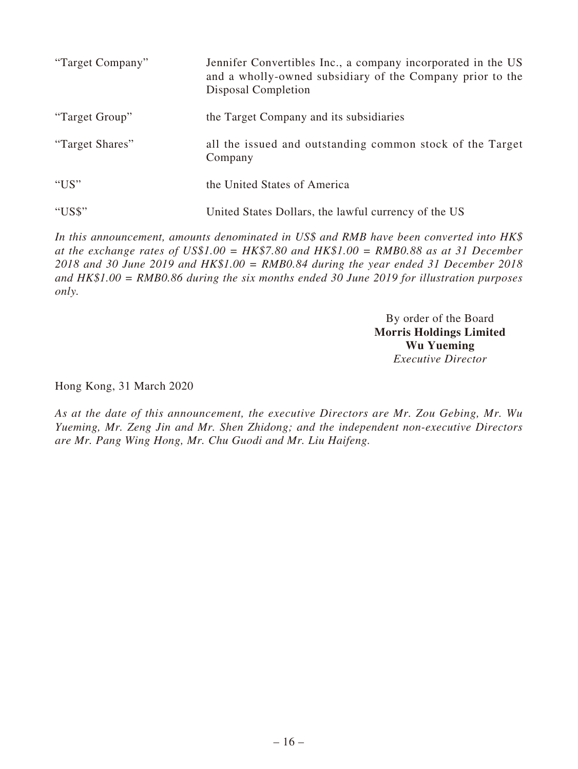| | |
|---|---|
| "Target Company" | Jennifer Convertibles Inc., a company incorporated in the US and a wholly-owned subsidiary of the Company prior to the Disposal Completion |
| "Target Group" | the Target Company and its subsidiaries |
| "Target Shares" | all the issued and outstanding common stock of the Target Company |
| "US" | the United States of America |
| "US$" | United States Dollars, the lawful currency of the US |

*In this announcement, amounts denominated in US$ and RMB have been converted into HK$ at the exchange rates of US$1.00 = HK$7.80 and HK$1.00 = RMB0.88 as at 31 December 2018 and 30 June 2019 and HK$1.00 = RMB0.84 during the year ended 31 December 2018 and HK$1.00 = RMB0.86 during the six months ended 30 June 2019 for illustration purposes only.*

By order of the Board
**Morris Holdings Limited**
**Wu Yueming**
*Executive Director*

Hong Kong, 31 March 2020

*As at the date of this announcement, the executive Directors are Mr. Zou Gebing, Mr. Wu Yueming, Mr. Zeng Jin and Mr. Shen Zhidong; and the independent non-executive Directors are Mr. Pang Wing Hong, Mr. Chu Guodi and Mr. Liu Haifeng.*